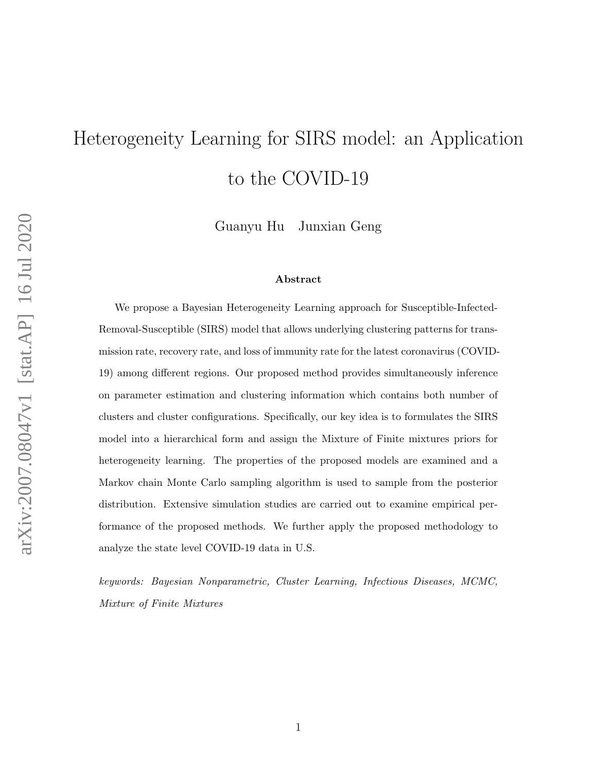# Heterogeneity Learning for SIRS model: an Application to the COVID-19

Guanyu Hu    Junxian Geng

### Abstract

We propose a Bayesian Heterogeneity Learning approach for Susceptible-Infected-Removal-Susceptible (SIRS) model that allows underlying clustering patterns for transmission rate, recovery rate, and loss of immunity rate for the latest coronavirus (COVID-19) among different regions. Our proposed method provides simultaneously inference on parameter estimation and clustering information which contains both number of clusters and cluster configurations. Specifically, our key idea is to formulates the SIRS model into a hierarchical form and assign the Mixture of Finite mixtures priors for heterogeneity learning. The properties of the proposed models are examined and a Markov chain Monte Carlo sampling algorithm is used to sample from the posterior distribution. Extensive simulation studies are carried out to examine empirical performance of the proposed methods. We further apply the proposed methodology to analyze the state level COVID-19 data in U.S.

*keywords: Bayesian Nonparametric, Cluster Learning, Infectious Diseases, MCMC, Mixture of Finite Mixtures*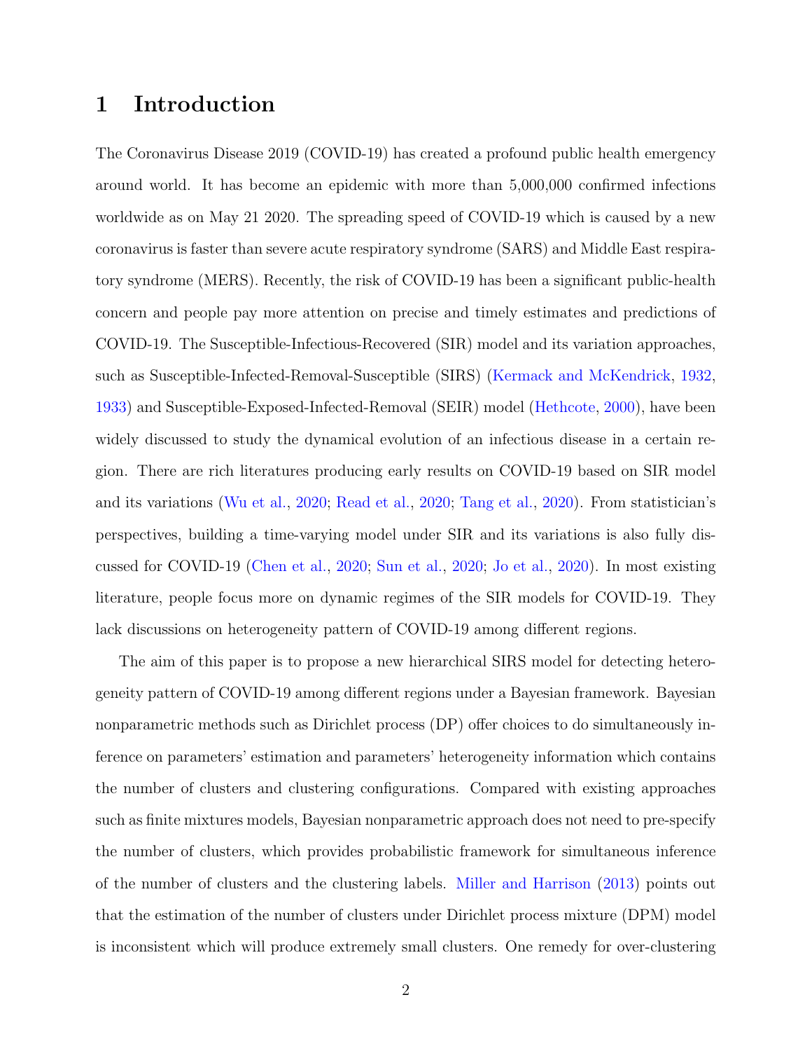# 1 Introduction

The Coronavirus Disease 2019 (COVID-19) has created a profound public health emergency around world. It has become an epidemic with more than 5,000,000 confirmed infections worldwide as on May 21 2020. The spreading speed of COVID-19 which is caused by a new coronavirus is faster than severe acute respiratory syndrome (SARS) and Middle East respiratory syndrome (MERS). Recently, the risk of COVID-19 has been a significant public-health concern and people pay more attention on precise and timely estimates and predictions of COVID-19. The Susceptible-Infectious-Recovered (SIR) model and its variation approaches, such as Susceptible-Infected-Removal-Susceptible (SIRS) (Kermack and McKendrick, 1932, 1933) and Susceptible-Exposed-Infected-Removal (SEIR) model (Hethcote, 2000), have been widely discussed to study the dynamical evolution of an infectious disease in a certain region. There are rich literatures producing early results on COVID-19 based on SIR model and its variations (Wu et al., 2020; Read et al., 2020; Tang et al., 2020). From statistician's perspectives, building a time-varying model under SIR and its variations is also fully discussed for COVID-19 (Chen et al., 2020; Sun et al., 2020; Jo et al., 2020). In most existing literature, people focus more on dynamic regimes of the SIR models for COVID-19. They lack discussions on heterogeneity pattern of COVID-19 among different regions.

The aim of this paper is to propose a new hierarchical SIRS model for detecting heterogeneity pattern of COVID-19 among different regions under a Bayesian framework. Bayesian nonparametric methods such as Dirichlet process (DP) offer choices to do simultaneously inference on parameters' estimation and parameters' heterogeneity information which contains the number of clusters and clustering configurations. Compared with existing approaches such as finite mixtures models, Bayesian nonparametric approach does not need to pre-specify the number of clusters, which provides probabilistic framework for simultaneous inference of the number of clusters and the clustering labels. Miller and Harrison (2013) points out that the estimation of the number of clusters under Dirichlet process mixture (DPM) model is inconsistent which will produce extremely small clusters. One remedy for over-clustering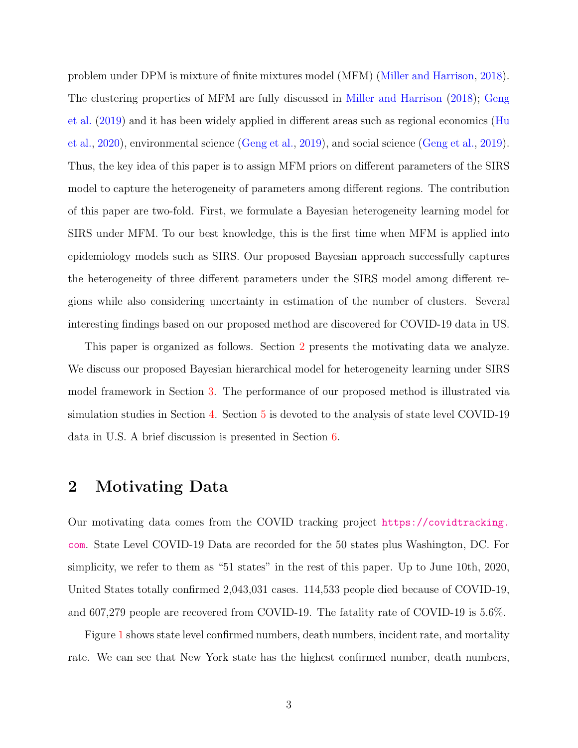problem under DPM is mixture of finite mixtures model (MFM) (Miller and Harrison, 2018). The clustering properties of MFM are fully discussed in Miller and Harrison (2018); Geng et al. (2019) and it has been widely applied in different areas such as regional economics (Hu et al., 2020), environmental science (Geng et al., 2019), and social science (Geng et al., 2019). Thus, the key idea of this paper is to assign MFM priors on different parameters of the SIRS model to capture the heterogeneity of parameters among different regions. The contribution of this paper are two-fold. First, we formulate a Bayesian heterogeneity learning model for SIRS under MFM. To our best knowledge, this is the first time when MFM is applied into epidemiology models such as SIRS. Our proposed Bayesian approach successfully captures the heterogeneity of three different parameters under the SIRS model among different regions while also considering uncertainty in estimation of the number of clusters. Several interesting findings based on our proposed method are discovered for COVID-19 data in US.

This paper is organized as follows. Section 2 presents the motivating data we analyze. We discuss our proposed Bayesian hierarchical model for heterogeneity learning under SIRS model framework in Section 3. The performance of our proposed method is illustrated via simulation studies in Section 4. Section 5 is devoted to the analysis of state level COVID-19 data in U.S. A brief discussion is presented in Section 6.

# 2 Motivating Data

Our motivating data comes from the COVID tracking project https://covidtracking.com. State Level COVID-19 Data are recorded for the 50 states plus Washington, DC. For simplicity, we refer to them as "51 states" in the rest of this paper. Up to June 10th, 2020, United States totally confirmed 2,043,031 cases. 114,533 people died because of COVID-19, and 607,279 people are recovered from COVID-19. The fatality rate of COVID-19 is 5.6%.

Figure 1 shows state level confirmed numbers, death numbers, incident rate, and mortality rate. We can see that New York state has the highest confirmed number, death numbers,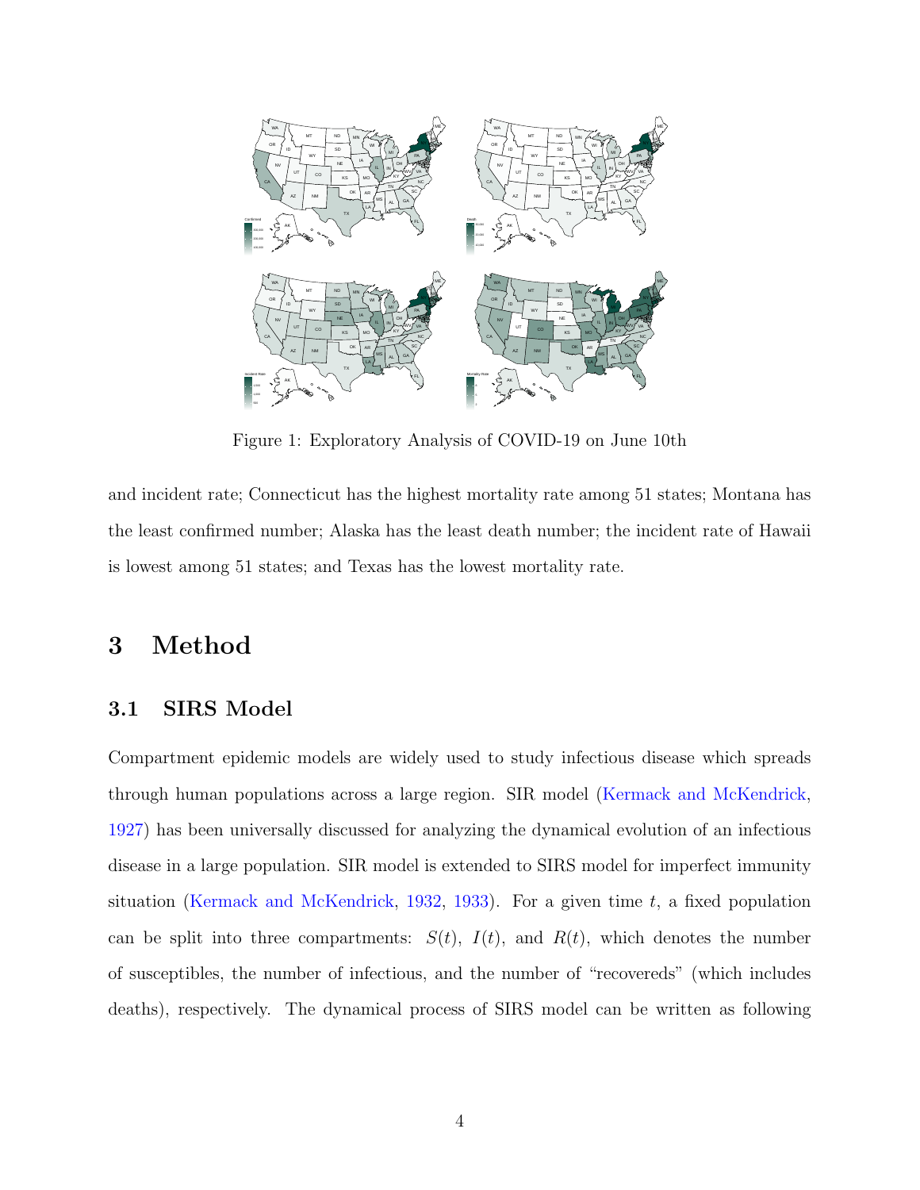Figure 1: Exploratory Analysis of COVID-19 on June 10th

and incident rate; Connecticut has the highest mortality rate among 51 states; Montana has the least confirmed number; Alaska has the least death number; the incident rate of Hawaii is lowest among 51 states; and Texas has the lowest mortality rate.

# 3 Method

## 3.1 SIRS Model

Compartment epidemic models are widely used to study infectious disease which spreads through human populations across a large region. SIR model (Kermack and McKendrick, 1927) has been universally discussed for analyzing the dynamical evolution of an infectious disease in a large population. SIR model is extended to SIRS model for imperfect immunity situation (Kermack and McKendrick, 1932, 1933). For a given time $t$, a fixed population can be split into three compartments: $S(t)$, $I(t)$, and $R(t)$, which denotes the number of susceptibles, the number of infectious, and the number of "recovereds" (which includes deaths), respectively. The dynamical process of SIRS model can be written as following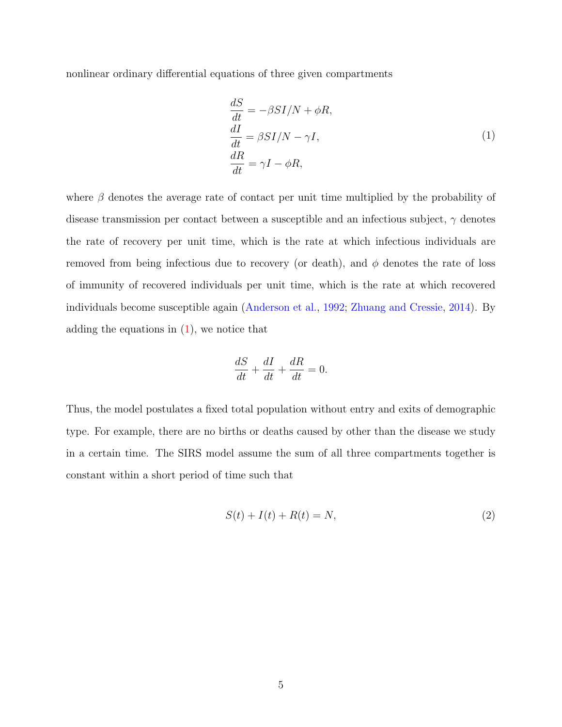nonlinear ordinary differential equations of three given compartments

$$
\begin{aligned}
\frac{dS}{dt} &= -\beta SI/N + \phi R, \\
\frac{dI}{dt} &= \beta SI/N - \gamma I, \\
\frac{dR}{dt} &= \gamma I - \phi R,
\end{aligned} \tag{1}
$$

where $\beta$ denotes the average rate of contact per unit time multiplied by the probability of disease transmission per contact between a susceptible and an infectious subject, $\gamma$ denotes the rate of recovery per unit time, which is the rate at which infectious individuals are removed from being infectious due to recovery (or death), and $\phi$ denotes the rate of loss of immunity of recovered individuals per unit time, which is the rate at which recovered individuals become susceptible again (Anderson et al., 1992; Zhuang and Cressie, 2014). By adding the equations in (1), we notice that

$$
\frac{dS}{dt} + \frac{dI}{dt} + \frac{dR}{dt} = 0.
$$

Thus, the model postulates a fixed total population without entry and exits of demographic type. For example, there are no births or deaths caused by other than the disease we study in a certain time. The SIRS model assume the sum of all three compartments together is constant within a short period of time such that

$$
S(t) + I(t) + R(t) = N, \tag{2}
$$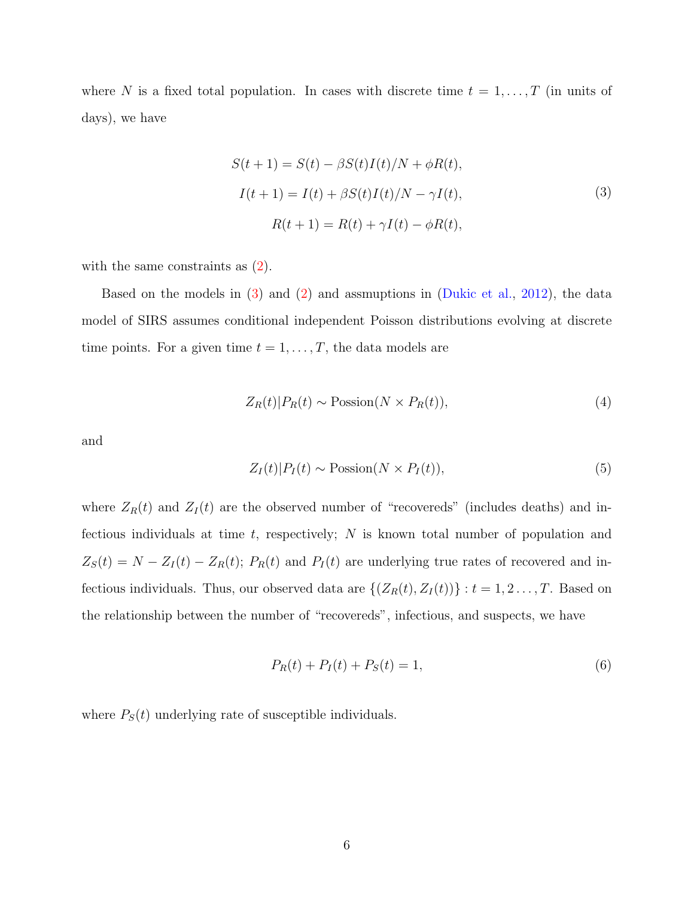where $N$ is a fixed total population. In cases with discrete time $t = 1, \ldots, T$ (in units of days), we have

$$
\begin{aligned}
S(t+1) &= S(t) - \beta S(t)I(t)/N + \phi R(t), \\
I(t+1) &= I(t) + \beta S(t)I(t)/N - \gamma I(t), \\
R(t+1) &= R(t) + \gamma I(t) - \phi R(t),
\end{aligned}
\tag{3}
$$

with the same constraints as (2).

Based on the models in (3) and (2) and assmuptions in (Dukic et al., 2012), the data model of SIRS assumes conditional independent Poisson distributions evolving at discrete time points. For a given time $t = 1, \ldots, T$, the data models are

$$
Z_R(t)|P_R(t) \sim \text{Possion}(N \times P_R(t)), \tag{4}
$$

and

$$
Z_I(t)|P_I(t) \sim \text{Possion}(N \times P_I(t)), \tag{5}
$$

where $Z_R(t)$ and $Z_I(t)$ are the observed number of "recovereds" (includes deaths) and infectious individuals at time $t$, respectively; $N$ is known total number of population and $Z_S(t) = N - Z_I(t) - Z_R(t)$; $P_R(t)$ and $P_I(t)$ are underlying true rates of recovered and infectious individuals. Thus, our observed data are $\{(Z_R(t), Z_I(t))\} : t = 1, 2 \ldots, T$. Based on the relationship between the number of "recovereds", infectious, and suspects, we have

$$
P_R(t) + P_I(t) + P_S(t) = 1, \tag{6}
$$

where $P_S(t)$ underlying rate of susceptible individuals.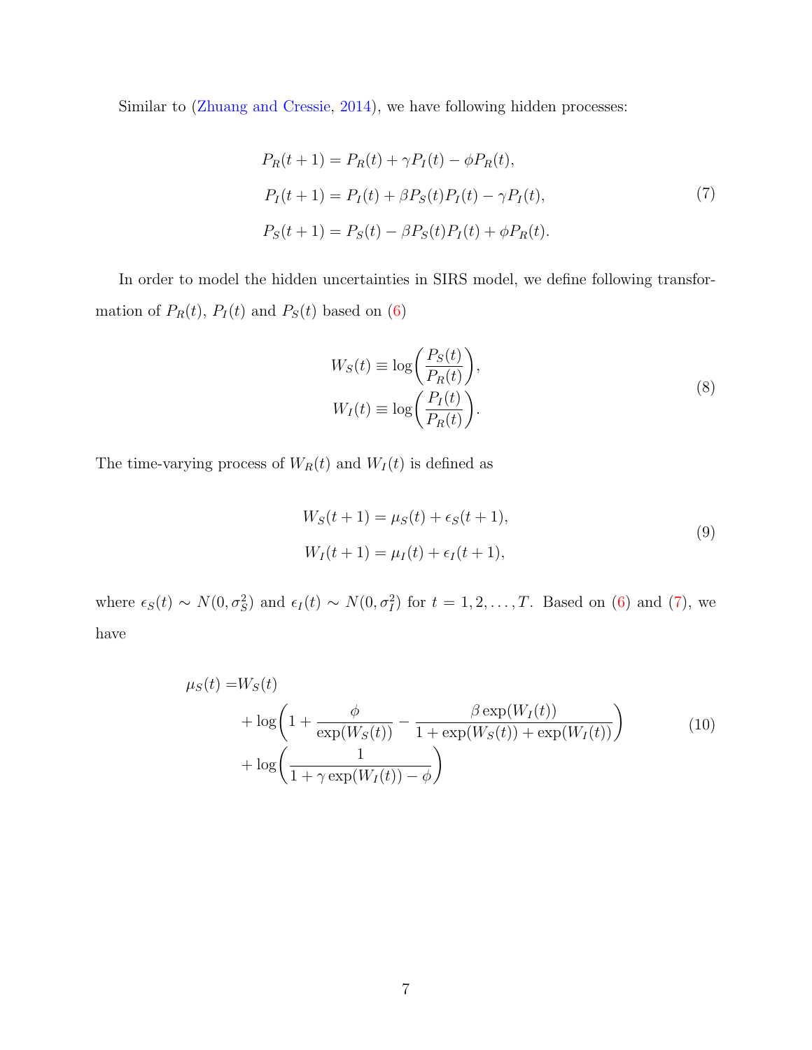Similar to (Zhuang and Cressie, 2014), we have following hidden processes:

$$
\begin{aligned}
P_R(t+1) &= P_R(t) + \gamma P_I(t) - \phi P_R(t), \\
P_I(t+1) &= P_I(t) + \beta P_S(t) P_I(t) - \gamma P_I(t), \\
P_S(t+1) &= P_S(t) - \beta P_S(t) P_I(t) + \phi P_R(t).
\end{aligned} \tag{7}
$$

In order to model the hidden uncertainties in SIRS model, we define following transformation of $P_R(t)$, $P_I(t)$ and $P_S(t)$ based on (6)

$$
\begin{aligned}
W_S(t) &\equiv \log\left(\frac{P_S(t)}{P_R(t)}\right), \\
W_I(t) &\equiv \log\left(\frac{P_I(t)}{P_R(t)}\right).
\end{aligned} \tag{8}
$$

The time-varying process of $W_R(t)$ and $W_I(t)$ is defined as

$$
\begin{aligned}
W_S(t+1) &= \mu_S(t) + \epsilon_S(t+1), \\
W_I(t+1) &= \mu_I(t) + \epsilon_I(t+1),
\end{aligned} \tag{9}
$$

where $\epsilon_S(t) \sim N(0, \sigma_S^2)$ and $\epsilon_I(t) \sim N(0, \sigma_I^2)$ for $t = 1, 2, \ldots, T$. Based on (6) and (7), we have

$$
\begin{aligned}
\mu_S(t) =& W_S(t) \\
&+ \log\left(1 + \frac{\phi}{\exp(W_S(t))} - \frac{\beta \exp(W_I(t))}{1 + \exp(W_S(t)) + \exp(W_I(t))}\right) \\
&+ \log\left(\frac{1}{1 + \gamma \exp(W_I(t)) - \phi}\right)
\end{aligned} \tag{10}
$$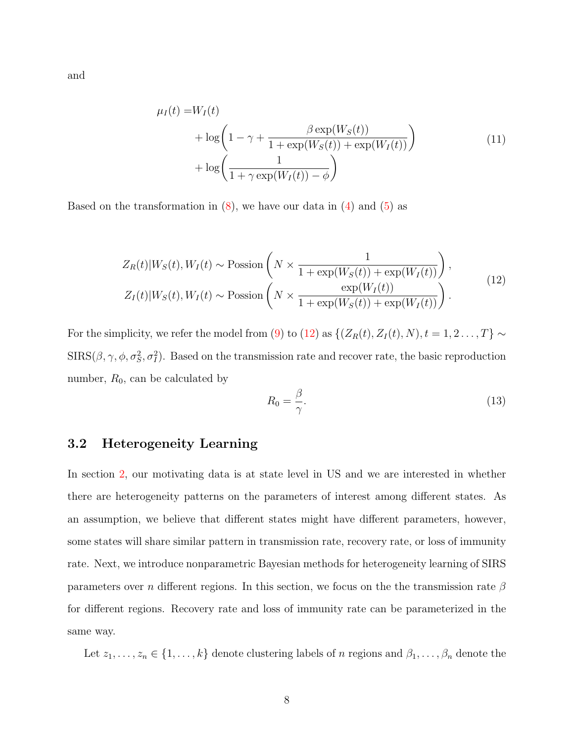and

$$
\begin{aligned}
\mu_I(t) =& W_I(t) \\
&+ \log\left(1 - \gamma + \frac{\beta \exp(W_S(t))}{1 + \exp(W_S(t)) + \exp(W_I(t))}\right) \\
&+ \log\left(\frac{1}{1 + \gamma \exp(W_I(t)) - \phi}\right)
\end{aligned}
\tag{11}
$$

Based on the transformation in (8), we have our data in (4) and (5) as

$$
\begin{aligned}
Z_R(t)|W_S(t), W_I(t) &\sim \text{Possion}\left(N \times \frac{1}{1 + \exp(W_S(t)) + \exp(W_I(t))}\right), \\
Z_I(t)|W_S(t), W_I(t) &\sim \text{Possion}\left(N \times \frac{\exp(W_I(t))}{1 + \exp(W_S(t)) + \exp(W_I(t))}\right).
\end{aligned}
\tag{12}
$$

For the simplicity, we refer the model from (9) to (12) as $\{(Z_R(t), Z_I(t), N), t = 1, 2 \ldots, T\} \sim \text{SIRS}(\beta, \gamma, \phi, \sigma_S^2, \sigma_I^2)$. Based on the transmission rate and recover rate, the basic reproduction number, $R_0$, can be calculated by

$$
R_0 = \frac{\beta}{\gamma}. \tag{13}
$$

## 3.2 Heterogeneity Learning

In section 2, our motivating data is at state level in US and we are interested in whether there are heterogeneity patterns on the parameters of interest among different states. As an assumption, we believe that different states might have different parameters, however, some states will share similar pattern in transmission rate, recovery rate, or loss of immunity rate. Next, we introduce nonparametric Bayesian methods for heterogeneity learning of SIRS parameters over $n$ different regions. In this section, we focus on the the transmission rate $\beta$ for different regions. Recovery rate and loss of immunity rate can be parameterized in the same way.

Let $z_1, \ldots, z_n \in \{1, \ldots, k\}$ denote clustering labels of $n$ regions and $\beta_1, \ldots, \beta_n$ denote the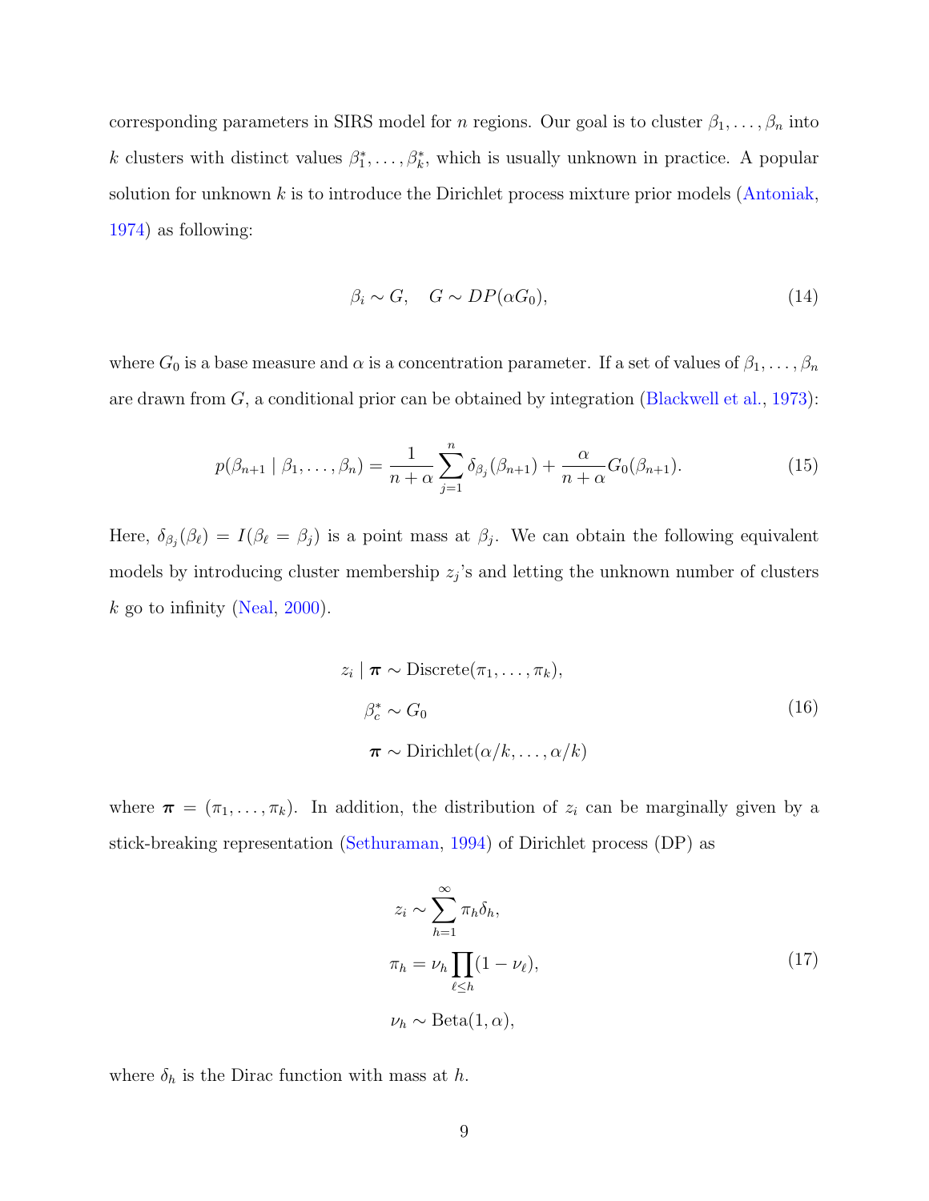corresponding parameters in SIRS model for $n$ regions. Our goal is to cluster $\beta_1, \ldots, \beta_n$ into $k$ clusters with distinct values $\beta_1^*, \ldots, \beta_k^*$, which is usually unknown in practice. A popular solution for unknown $k$ is to introduce the Dirichlet process mixture prior models (Antoniak, 1974) as following:

$$\beta_i \sim G, \quad G \sim DP(\alpha G_0), \tag{14}$$

where $G_0$ is a base measure and $\alpha$ is a concentration parameter. If a set of values of $\beta_1, \ldots, \beta_n$ are drawn from $G$, a conditional prior can be obtained by integration (Blackwell et al., 1973):

$$p(\beta_{n+1} \mid \beta_1, \ldots, \beta_n) = \frac{1}{n+\alpha} \sum_{j=1}^{n} \delta_{\beta_j}(\beta_{n+1}) + \frac{\alpha}{n+\alpha} G_0(\beta_{n+1}). \tag{15}$$

Here, $\delta_{\beta_j}(\beta_\ell) = I(\beta_\ell = \beta_j)$ is a point mass at $\beta_j$. We can obtain the following equivalent models by introducing cluster membership $z_j$'s and letting the unknown number of clusters $k$ go to infinity (Neal, 2000).

$$\begin{aligned} z_i \mid \boldsymbol{\pi} &\sim \text{Discrete}(\pi_1, \ldots, \pi_k), \\ \beta_c^* &\sim G_0 \\ \boldsymbol{\pi} &\sim \text{Dirichlet}(\alpha/k, \ldots, \alpha/k) \end{aligned} \tag{16}$$

where $\boldsymbol{\pi} = (\pi_1, \ldots, \pi_k)$. In addition, the distribution of $z_i$ can be marginally given by a stick-breaking representation (Sethuraman, 1994) of Dirichlet process (DP) as

$$\begin{aligned} z_i &\sim \sum_{h=1}^{\infty} \pi_h \delta_h, \\ \pi_h &= \nu_h \prod_{\ell \le h} (1 - \nu_\ell), \\ \nu_h &\sim \text{Beta}(1, \alpha), \end{aligned} \tag{17}$$

where $\delta_h$ is the Dirac function with mass at $h$.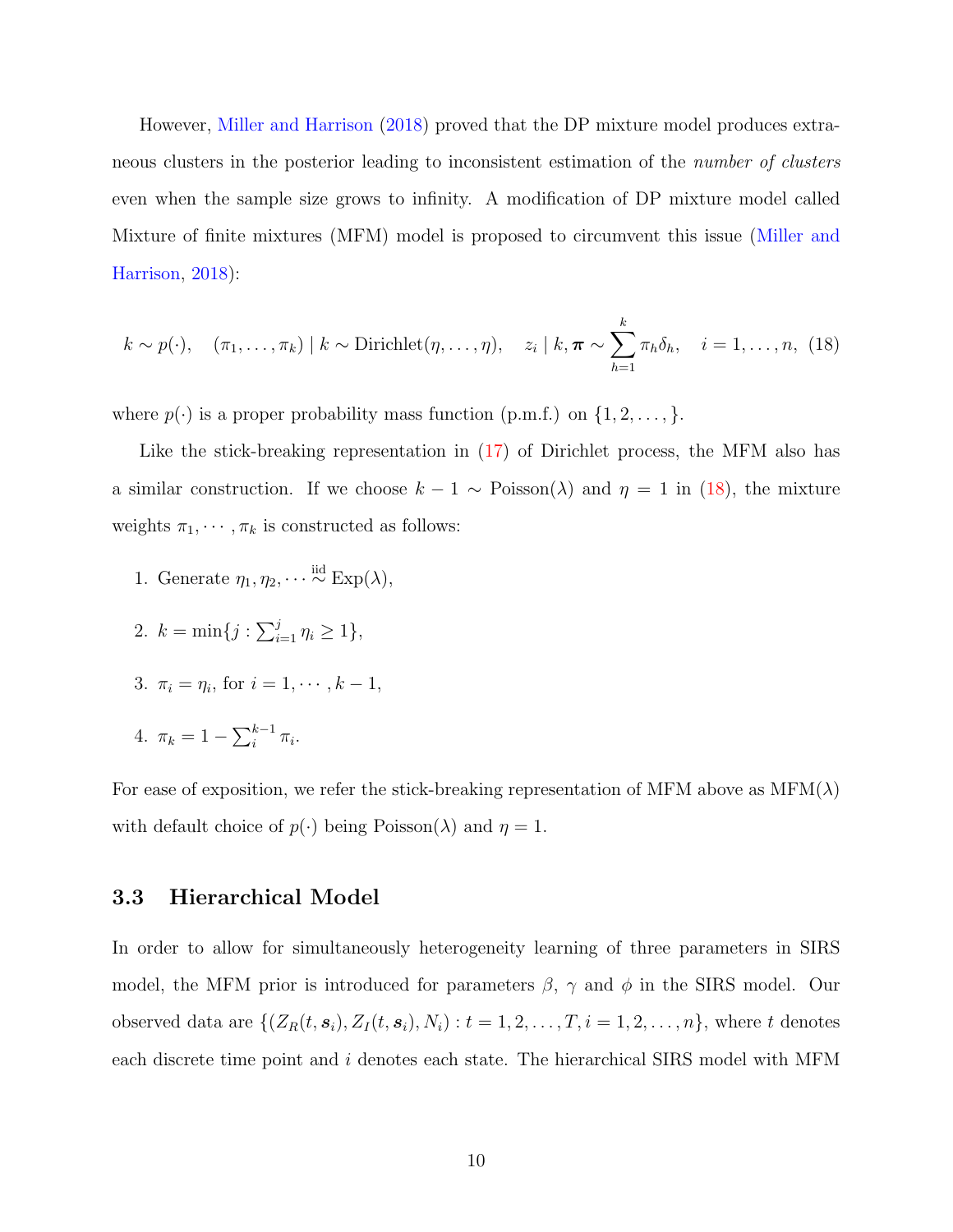However, Miller and Harrison (2018) proved that the DP mixture model produces extraneous clusters in the posterior leading to inconsistent estimation of the *number of clusters* even when the sample size grows to infinity. A modification of DP mixture model called Mixture of finite mixtures (MFM) model is proposed to circumvent this issue (Miller and Harrison, 2018):

$$k \sim p(\cdot), \quad (\pi_1, \ldots, \pi_k) \mid k \sim \text{Dirichlet}(\eta, \ldots, \eta), \quad z_i \mid k, \boldsymbol{\pi} \sim \sum_{h=1}^{k} \pi_h \delta_h, \quad i = 1, \ldots, n, \tag{18}$$

where $p(\cdot)$ is a proper probability mass function (p.m.f.) on $\{1, 2, \ldots, \}$.

Like the stick-breaking representation in (17) of Dirichlet process, the MFM also has a similar construction. If we choose $k - 1 \sim \text{Poisson}(\lambda)$ and $\eta = 1$ in (18), the mixture weights $\pi_1, \cdots, \pi_k$ is constructed as follows:

1. Generate $\eta_1, \eta_2, \cdots \overset{\text{iid}}{\sim} \text{Exp}(\lambda)$,
2. $k = \min\{j : \sum_{i=1}^{j} \eta_i \geq 1\}$,
3. $\pi_i = \eta_i$, for $i = 1, \cdots, k-1$,
4. $\pi_k = 1 - \sum_{i}^{k-1} \pi_i$.

For ease of exposition, we refer the stick-breaking representation of MFM above as MFM($\lambda$) with default choice of $p(\cdot)$ being Poisson($\lambda$) and $\eta = 1$.

### 3.3 Hierarchical Model

In order to allow for simultaneously heterogeneity learning of three parameters in SIRS model, the MFM prior is introduced for parameters $\beta$, $\gamma$ and $\phi$ in the SIRS model. Our observed data are $\{(Z_R(t, \boldsymbol{s}_i), Z_I(t, \boldsymbol{s}_i), N_i) : t = 1, 2, \ldots, T, i = 1, 2, \ldots, n\}$, where $t$ denotes each discrete time point and $i$ denotes each state. The hierarchical SIRS model with MFM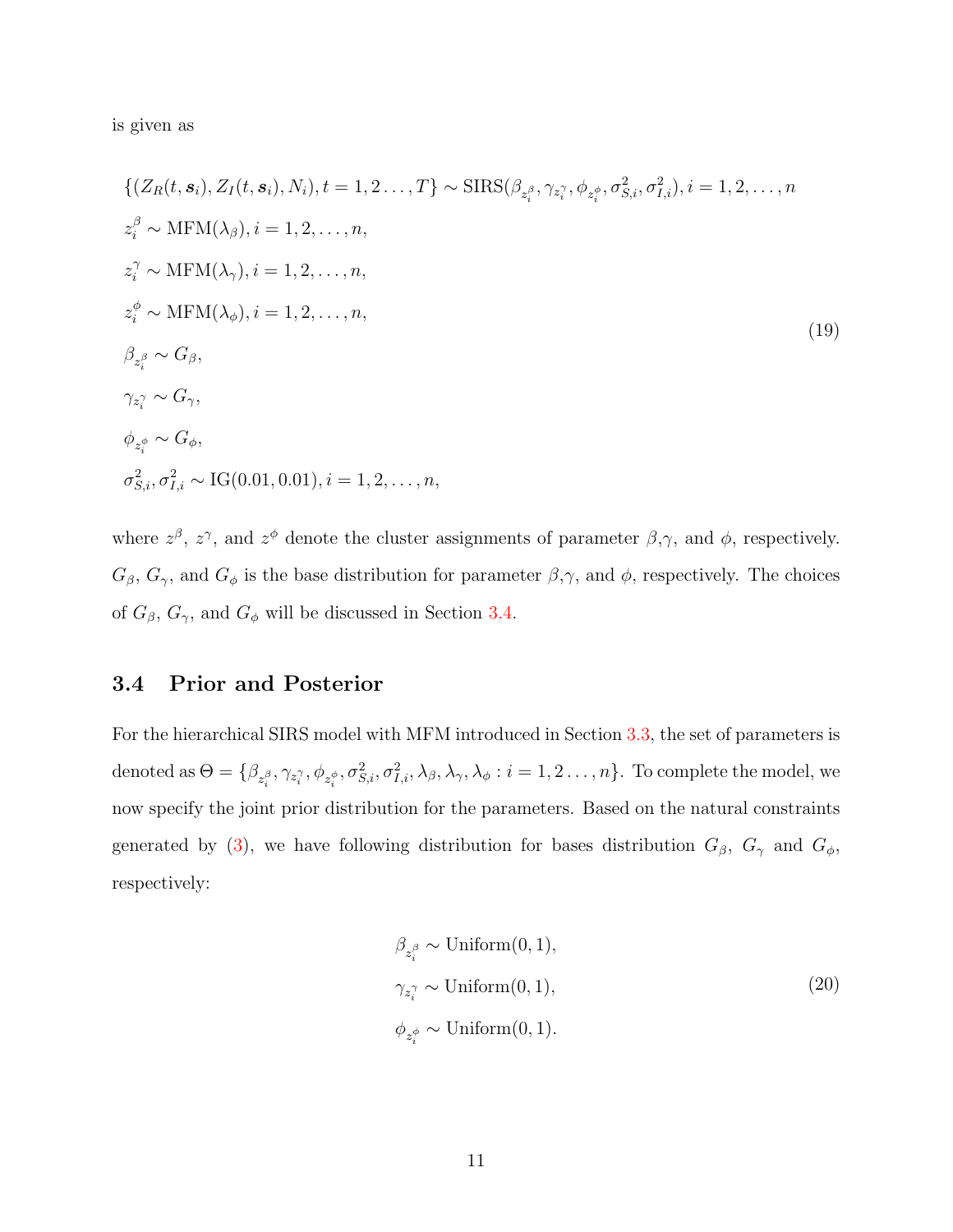is given as

$$
\begin{aligned}
&\{(Z_R(t, \boldsymbol{s}_i), Z_I(t, \boldsymbol{s}_i), N_i), t = 1, 2 \ldots, T\} \sim \text{SIRS}(\beta_{z_i^\beta}, \gamma_{z_i^\gamma}, \phi_{z_i^\phi}, \sigma^2_{S,i}, \sigma^2_{I,i}), i = 1, 2, \ldots, n \\
&z_i^\beta \sim \text{MFM}(\lambda_\beta), i = 1, 2, \ldots, n, \\
&z_i^\gamma \sim \text{MFM}(\lambda_\gamma), i = 1, 2, \ldots, n, \\
&z_i^\phi \sim \text{MFM}(\lambda_\phi), i = 1, 2, \ldots, n, \\
&\beta_{z_i^\beta} \sim G_\beta, \\
&\gamma_{z_i^\gamma} \sim G_\gamma, \\
&\phi_{z_i^\phi} \sim G_\phi, \\
&\sigma^2_{S,i}, \sigma^2_{I,i} \sim \text{IG}(0.01, 0.01), i = 1, 2, \ldots, n,
\end{aligned}
\tag{19}
$$

where $z^\beta$, $z^\gamma$, and $z^\phi$ denote the cluster assignments of parameter $\beta$,$\gamma$, and $\phi$, respectively. $G_\beta$, $G_\gamma$, and $G_\phi$ is the base distribution for parameter $\beta$,$\gamma$, and $\phi$, respectively. The choices of $G_\beta$, $G_\gamma$, and $G_\phi$ will be discussed in Section 3.4.

### 3.4 Prior and Posterior

For the hierarchical SIRS model with MFM introduced in Section 3.3, the set of parameters is denoted as $\Theta = \{\beta_{z_i^\beta}, \gamma_{z_i^\gamma}, \phi_{z_i^\phi}, \sigma^2_{S,i}, \sigma^2_{I,i}, \lambda_\beta, \lambda_\gamma, \lambda_\phi : i = 1, 2 \ldots, n\}$. To complete the model, we now specify the joint prior distribution for the parameters. Based on the natural constraints generated by (3), we have following distribution for bases distribution $G_\beta$, $G_\gamma$ and $G_\phi$, respectively:

$$
\begin{aligned}
\beta_{z_i^\beta} &\sim \text{Uniform}(0, 1), \\
\gamma_{z_i^\gamma} &\sim \text{Uniform}(0, 1), \\
\phi_{z_i^\phi} &\sim \text{Uniform}(0, 1).
\end{aligned}
\tag{20}
$$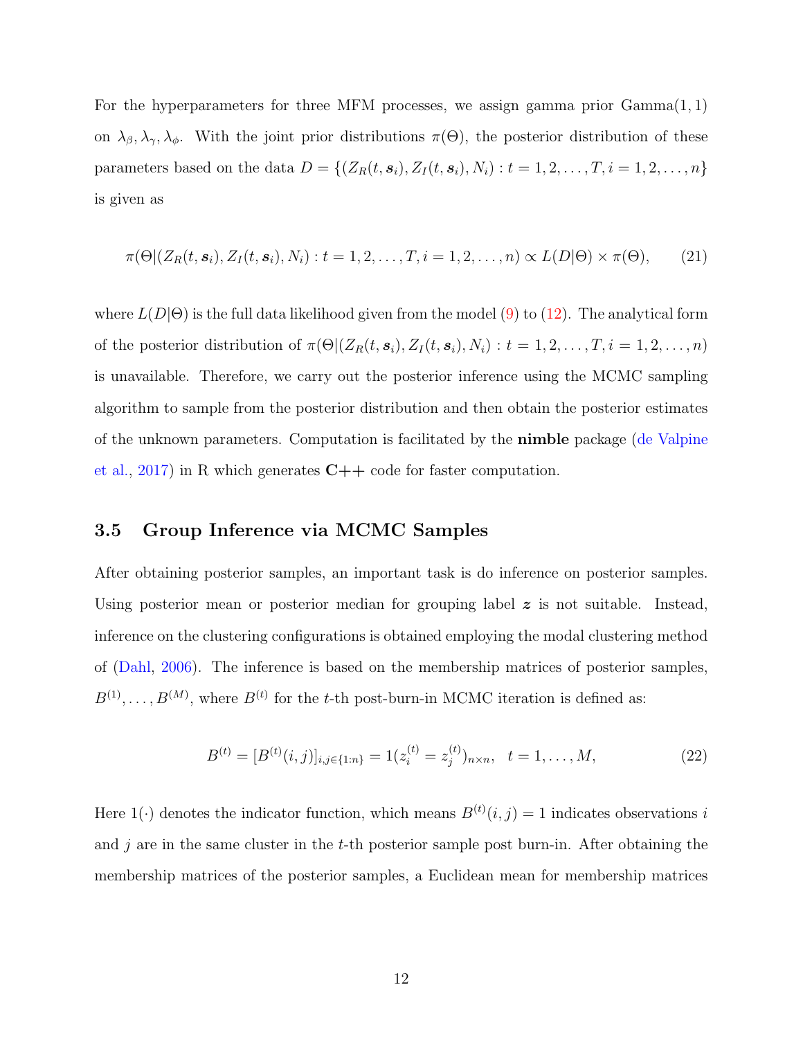For the hyperparameters for three MFM processes, we assign gamma prior Gamma$(1, 1)$ on $\lambda_\beta, \lambda_\gamma, \lambda_\phi$. With the joint prior distributions $\pi(\Theta)$, the posterior distribution of these parameters based on the data $D = \{(Z_R(t, \boldsymbol{s}_i), Z_I(t, \boldsymbol{s}_i), N_i) : t = 1, 2, \ldots, T, i = 1, 2, \ldots, n\}$ is given as

$$\pi(\Theta | (Z_R(t, \boldsymbol{s}_i), Z_I(t, \boldsymbol{s}_i), N_i) : t = 1, 2, \ldots, T, i = 1, 2, \ldots, n) \propto L(D|\Theta) \times \pi(\Theta), \tag{21}$$

where $L(D|\Theta)$ is the full data likelihood given from the model (9) to (12). The analytical form of the posterior distribution of $\pi(\Theta | (Z_R(t, \boldsymbol{s}_i), Z_I(t, \boldsymbol{s}_i), N_i) : t = 1, 2, \ldots, T, i = 1, 2, \ldots, n)$ is unavailable. Therefore, we carry out the posterior inference using the MCMC sampling algorithm to sample from the posterior distribution and then obtain the posterior estimates of the unknown parameters. Computation is facilitated by the **nimble** package (de Valpine et al., 2017) in R which generates **C++** code for faster computation.

### 3.5 Group Inference via MCMC Samples

After obtaining posterior samples, an important task is do inference on posterior samples. Using posterior mean or posterior median for grouping label $\boldsymbol{z}$ is not suitable. Instead, inference on the clustering configurations is obtained employing the modal clustering method of (Dahl, 2006). The inference is based on the membership matrices of posterior samples, $B^{(1)}, \ldots, B^{(M)}$, where $B^{(t)}$ for the $t$-th post-burn-in MCMC iteration is defined as:

$$B^{(t)} = [B^{(t)}(i, j)]_{i,j \in \{1:n\}} = 1(z_i^{(t)} = z_j^{(t)})_{n \times n}, \quad t = 1, \ldots, M, \tag{22}$$

Here $1(\cdot)$ denotes the indicator function, which means $B^{(t)}(i, j) = 1$ indicates observations $i$ and $j$ are in the same cluster in the $t$-th posterior sample post burn-in. After obtaining the membership matrices of the posterior samples, a Euclidean mean for membership matrices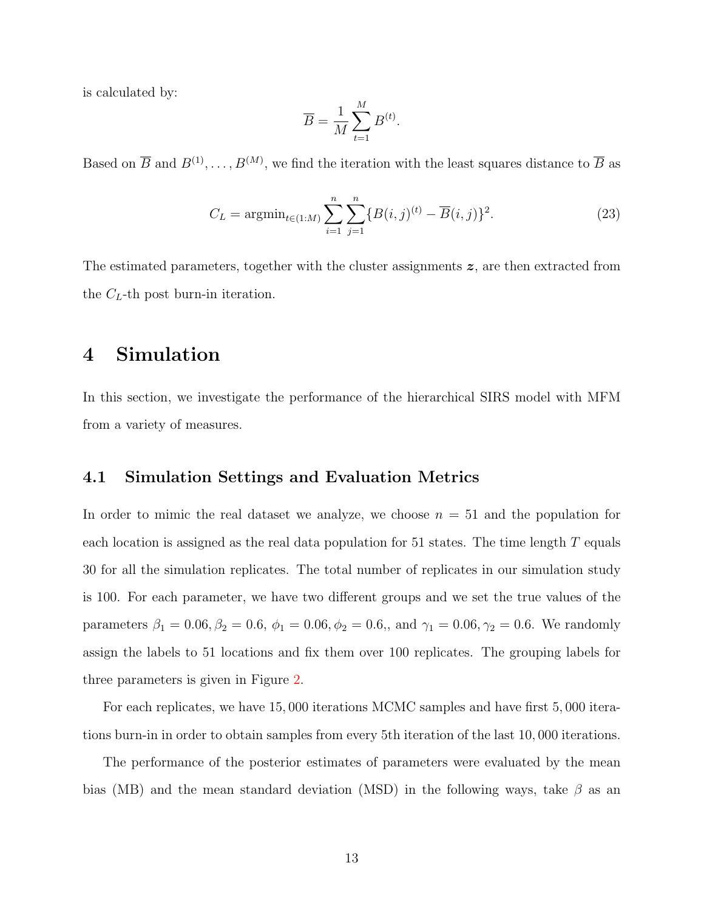is calculated by:

$$\overline{B} = \frac{1}{M}\sum_{t=1}^{M} B^{(t)}.$$

Based on $\overline{B}$ and $B^{(1)}, \ldots, B^{(M)}$, we find the iteration with the least squares distance to $\overline{B}$ as

$$C_L = \text{argmin}_{t \in (1:M)} \sum_{i=1}^{n}\sum_{j=1}^{n} \{B(i,j)^{(t)} - \overline{B}(i,j)\}^2. \tag{23}$$

The estimated parameters, together with the cluster assignments $\boldsymbol{z}$, are then extracted from the $C_L$-th post burn-in iteration.

# 4 Simulation

In this section, we investigate the performance of the hierarchical SIRS model with MFM from a variety of measures.

## 4.1 Simulation Settings and Evaluation Metrics

In order to mimic the real dataset we analyze, we choose $n = 51$ and the population for each location is assigned as the real data population for 51 states. The time length $T$ equals 30 for all the simulation replicates. The total number of replicates in our simulation study is 100. For each parameter, we have two different groups and we set the true values of the parameters $\beta_1 = 0.06, \beta_2 = 0.6$, $\phi_1 = 0.06, \phi_2 = 0.6,$, and $\gamma_1 = 0.06, \gamma_2 = 0.6$. We randomly assign the labels to 51 locations and fix them over 100 replicates. The grouping labels for three parameters is given in Figure 2.

For each replicates, we have 15,000 iterations MCMC samples and have first 5,000 iterations burn-in in order to obtain samples from every 5th iteration of the last 10,000 iterations.

The performance of the posterior estimates of parameters were evaluated by the mean bias (MB) and the mean standard deviation (MSD) in the following ways, take $\beta$ as an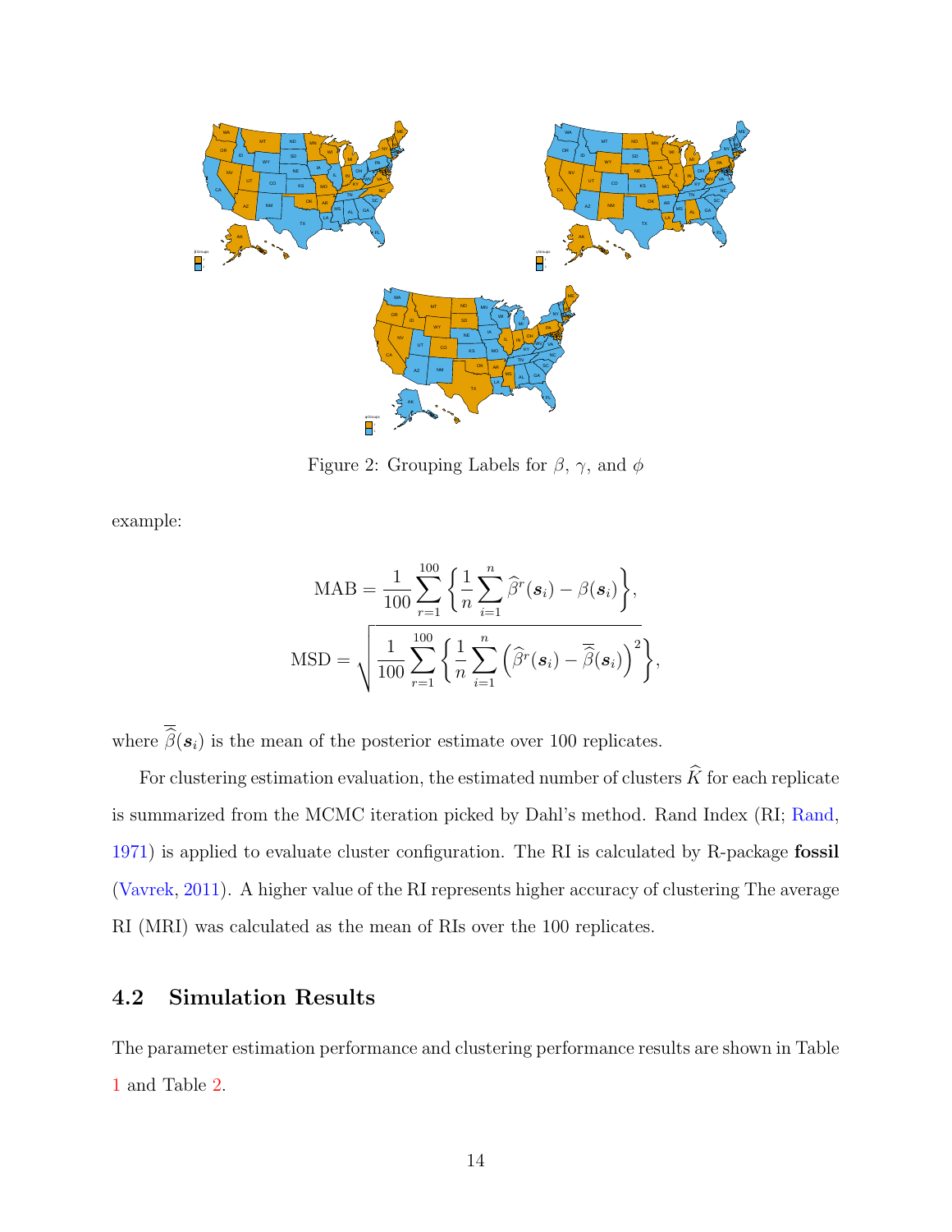Figure 2: Grouping Labels for $\beta$, $\gamma$, and $\phi$

example:

$$
\text{MAB} = \frac{1}{100}\sum_{r=1}^{100}\left\{\frac{1}{n}\sum_{i=1}^{n}\widehat{\beta}^r(\boldsymbol{s}_i) - \beta(\boldsymbol{s}_i)\right\},
$$

$$
\text{MSD} = \sqrt{\frac{1}{100}\sum_{r=1}^{100}\left\{\frac{1}{n}\sum_{i=1}^{n}\left(\widehat{\beta}^r(\boldsymbol{s}_i) - \overline{\widehat{\beta}}(\boldsymbol{s}_i)\right)^2\right\}},
$$

where $\overline{\widehat{\beta}}(\boldsymbol{s}_i)$ is the mean of the posterior estimate over 100 replicates.

For clustering estimation evaluation, the estimated number of clusters $\widehat{K}$ for each replicate is summarized from the MCMC iteration picked by Dahl's method. Rand Index (RI; Rand, 1971) is applied to evaluate cluster configuration. The RI is calculated by R-package **fossil** (Vavrek, 2011). A higher value of the RI represents higher accuracy of clustering The average RI (MRI) was calculated as the mean of RIs over the 100 replicates.

## 4.2 Simulation Results

The parameter estimation performance and clustering performance results are shown in Table 1 and Table 2.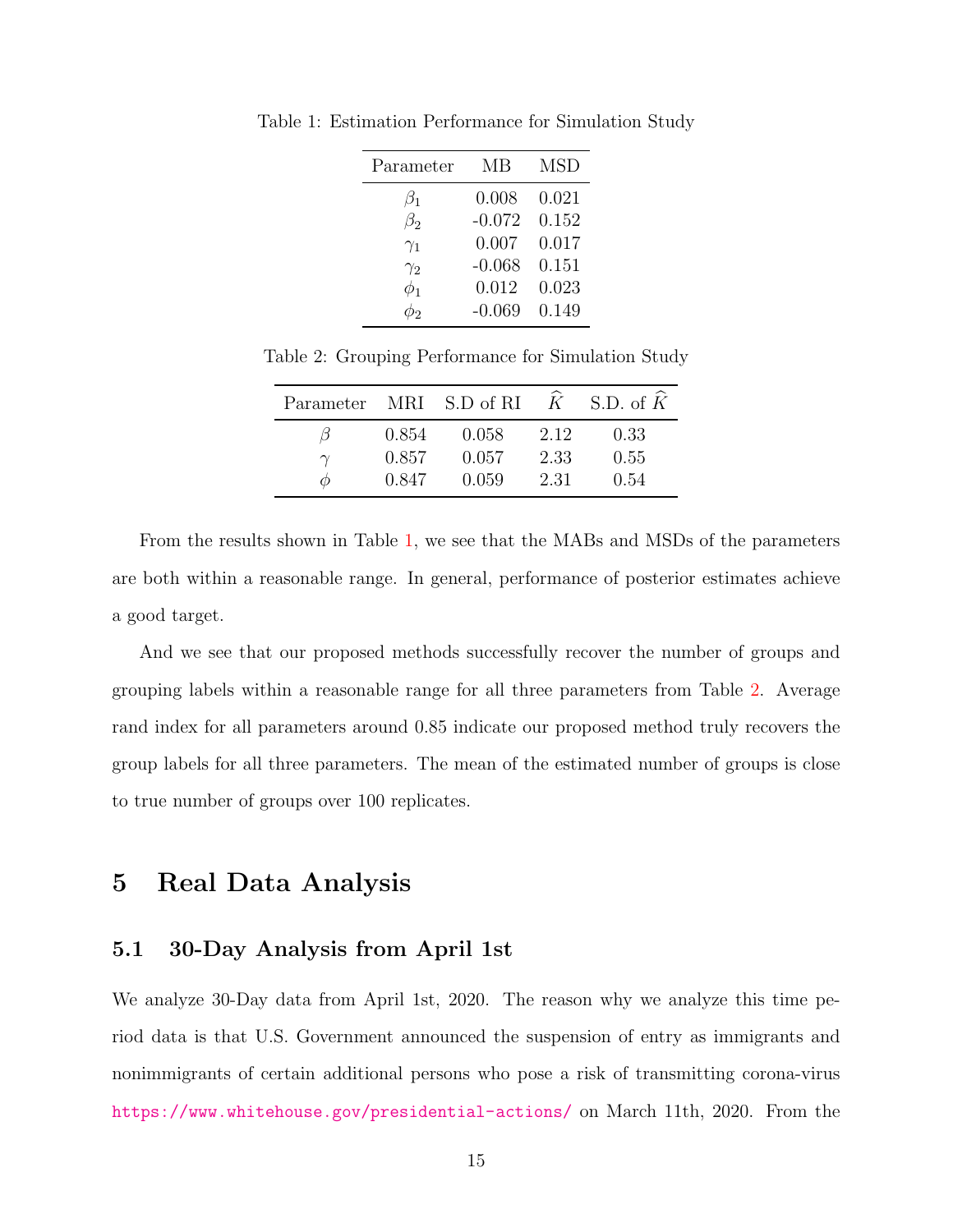Table 1: Estimation Performance for Simulation Study

| Parameter | MB | MSD |
|---|---|---|
| $\beta_1$ | 0.008 | 0.021 |
| $\beta_2$ | -0.072 | 0.152 |
| $\gamma_1$ | 0.007 | 0.017 |
| $\gamma_2$ | -0.068 | 0.151 |
| $\phi_1$ | 0.012 | 0.023 |
| $\phi_2$ | -0.069 | 0.149 |

Table 2: Grouping Performance for Simulation Study

| Parameter | MRI | S.D of RI | $\widehat{K}$ | S.D. of $\widehat{K}$ |
|---|---|---|---|---|
| $\beta$ | 0.854 | 0.058 | 2.12 | 0.33 |
| $\gamma$ | 0.857 | 0.057 | 2.33 | 0.55 |
| $\phi$ | 0.847 | 0.059 | 2.31 | 0.54 |

From the results shown in Table 1, we see that the MABs and MSDs of the parameters are both within a reasonable range. In general, performance of posterior estimates achieve a good target.

And we see that our proposed methods successfully recover the number of groups and grouping labels within a reasonable range for all three parameters from Table 2. Average rand index for all parameters around 0.85 indicate our proposed method truly recovers the group labels for all three parameters. The mean of the estimated number of groups is close to true number of groups over 100 replicates.

# 5 Real Data Analysis

## 5.1 30-Day Analysis from April 1st

We analyze 30-Day data from April 1st, 2020. The reason why we analyze this time period data is that U.S. Government announced the suspension of entry as immigrants and nonimmigrants of certain additional persons who pose a risk of transmitting corona-virus https://www.whitehouse.gov/presidential-actions/ on March 11th, 2020. From the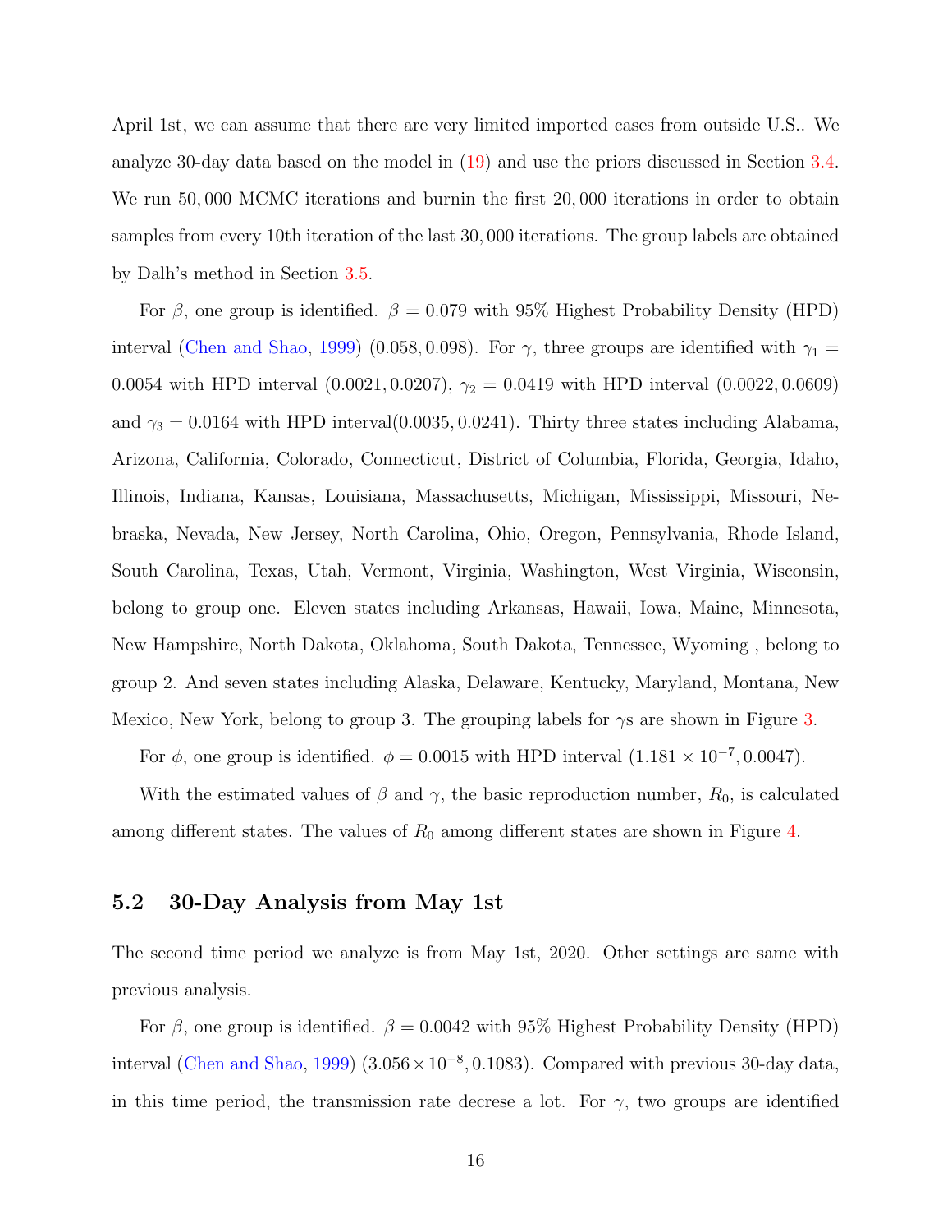April 1st, we can assume that there are very limited imported cases from outside U.S.. We analyze 30-day data based on the model in (19) and use the priors discussed in Section 3.4. We run 50,000 MCMC iterations and burnin the first 20,000 iterations in order to obtain samples from every 10th iteration of the last 30,000 iterations. The group labels are obtained by Dalh's method in Section 3.5.

For $\beta$, one group is identified. $\beta = 0.079$ with 95% Highest Probability Density (HPD) interval (Chen and Shao, 1999) $(0.058, 0.098)$. For $\gamma$, three groups are identified with $\gamma_1 = 0.0054$ with HPD interval $(0.0021, 0.0207)$, $\gamma_2 = 0.0419$ with HPD interval $(0.0022, 0.0609)$ and $\gamma_3 = 0.0164$ with HPD interval$(0.0035, 0.0241)$. Thirty three states including Alabama, Arizona, California, Colorado, Connecticut, District of Columbia, Florida, Georgia, Idaho, Illinois, Indiana, Kansas, Louisiana, Massachusetts, Michigan, Mississippi, Missouri, Nebraska, Nevada, New Jersey, North Carolina, Ohio, Oregon, Pennsylvania, Rhode Island, South Carolina, Texas, Utah, Vermont, Virginia, Washington, West Virginia, Wisconsin, belong to group one. Eleven states including Arkansas, Hawaii, Iowa, Maine, Minnesota, New Hampshire, North Dakota, Oklahoma, South Dakota, Tennessee, Wyoming , belong to group 2. And seven states including Alaska, Delaware, Kentucky, Maryland, Montana, New Mexico, New York, belong to group 3. The grouping labels for $\gamma$s are shown in Figure 3.

For $\phi$, one group is identified. $\phi = 0.0015$ with HPD interval $(1.181 \times 10^{-7}, 0.0047)$.

With the estimated values of $\beta$ and $\gamma$, the basic reproduction number, $R_0$, is calculated among different states. The values of $R_0$ among different states are shown in Figure 4.

### 5.2 30-Day Analysis from May 1st

The second time period we analyze is from May 1st, 2020. Other settings are same with previous analysis.

For $\beta$, one group is identified. $\beta = 0.0042$ with 95% Highest Probability Density (HPD) interval (Chen and Shao, 1999) $(3.056 \times 10^{-8}, 0.1083)$. Compared with previous 30-day data, in this time period, the transmission rate decrese a lot. For $\gamma$, two groups are identified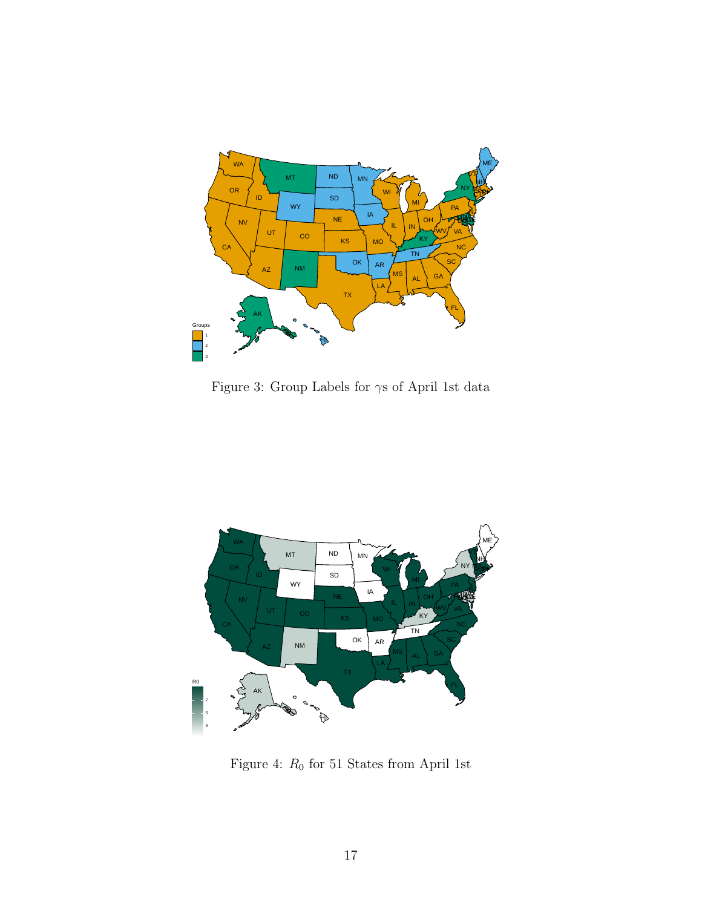Groups
1
2
3

Figure 3: Group Labels for $\gamma$s of April 1st data

R0
7
5
3

Figure 4: $R_0$ for 51 States from April 1st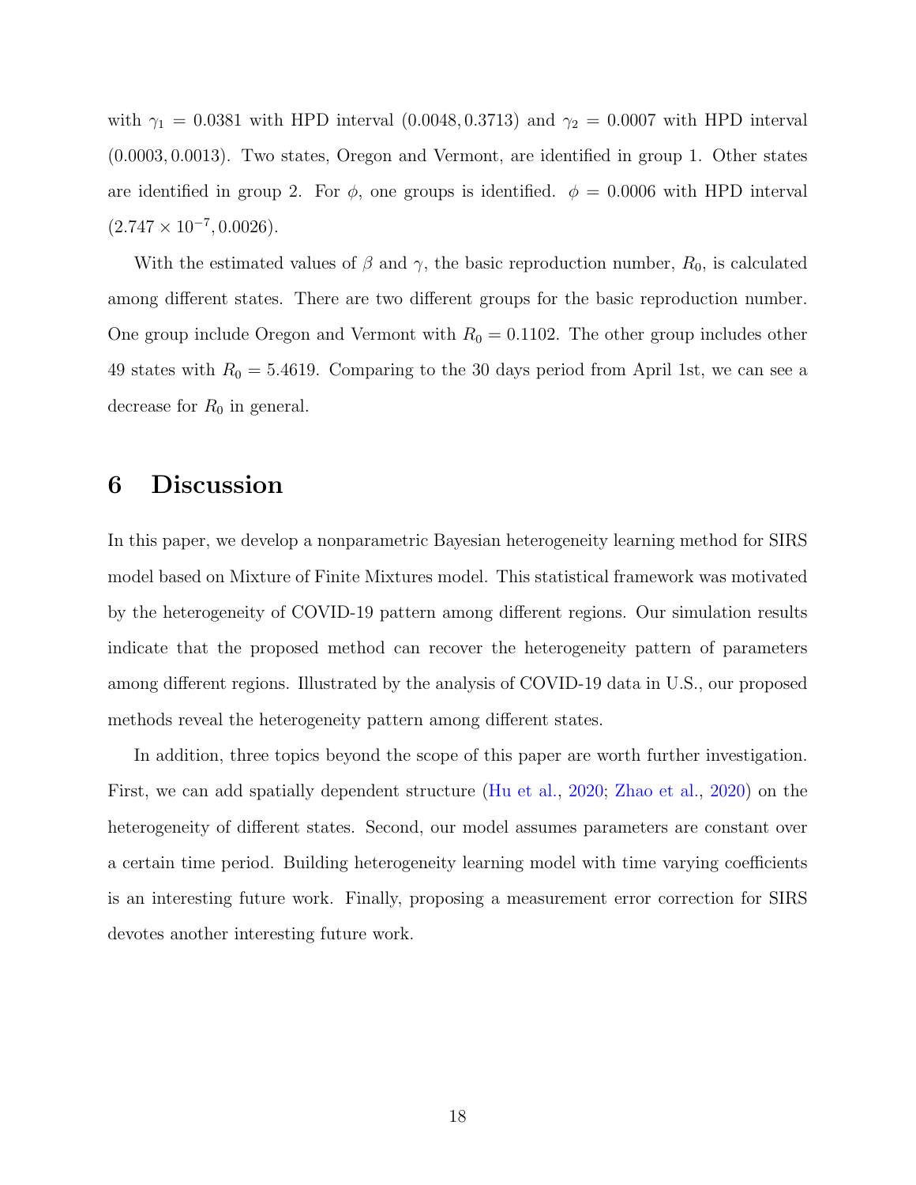with $\gamma_1 = 0.0381$ with HPD interval $(0.0048, 0.3713)$ and $\gamma_2 = 0.0007$ with HPD interval $(0.0003, 0.0013)$. Two states, Oregon and Vermont, are identified in group 1. Other states are identified in group 2. For $\phi$, one groups is identified. $\phi = 0.0006$ with HPD interval $(2.747 \times 10^{-7}, 0.0026)$.

With the estimated values of $\beta$ and $\gamma$, the basic reproduction number, $R_0$, is calculated among different states. There are two different groups for the basic reproduction number. One group include Oregon and Vermont with $R_0 = 0.1102$. The other group includes other 49 states with $R_0 = 5.4619$. Comparing to the 30 days period from April 1st, we can see a decrease for $R_0$ in general.

# 6 Discussion

In this paper, we develop a nonparametric Bayesian heterogeneity learning method for SIRS model based on Mixture of Finite Mixtures model. This statistical framework was motivated by the heterogeneity of COVID-19 pattern among different regions. Our simulation results indicate that the proposed method can recover the heterogeneity pattern of parameters among different regions. Illustrated by the analysis of COVID-19 data in U.S., our proposed methods reveal the heterogeneity pattern among different states.

In addition, three topics beyond the scope of this paper are worth further investigation. First, we can add spatially dependent structure (Hu et al., 2020; Zhao et al., 2020) on the heterogeneity of different states. Second, our model assumes parameters are constant over a certain time period. Building heterogeneity learning model with time varying coefficients is an interesting future work. Finally, proposing a measurement error correction for SIRS devotes another interesting future work.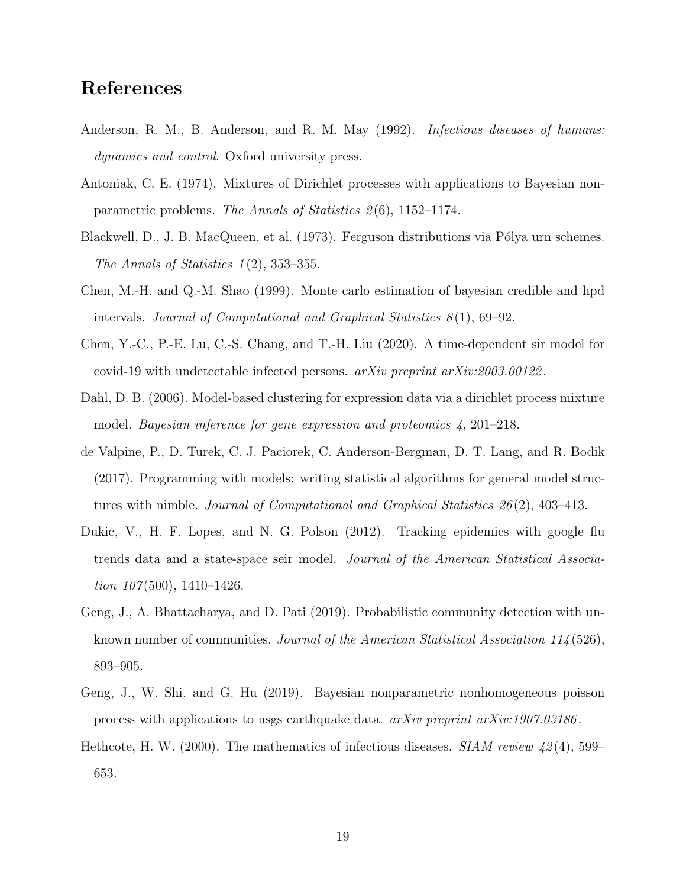# References

Anderson, R. M., B. Anderson, and R. M. May (1992). *Infectious diseases of humans: dynamics and control*. Oxford university press.

Antoniak, C. E. (1974). Mixtures of Dirichlet processes with applications to Bayesian non-parametric problems. *The Annals of Statistics 2*(6), 1152–1174.

Blackwell, D., J. B. MacQueen, et al. (1973). Ferguson distributions via Pólya urn schemes. *The Annals of Statistics 1*(2), 353–355.

Chen, M.-H. and Q.-M. Shao (1999). Monte carlo estimation of bayesian credible and hpd intervals. *Journal of Computational and Graphical Statistics 8*(1), 69–92.

Chen, Y.-C., P.-E. Lu, C.-S. Chang, and T.-H. Liu (2020). A time-dependent sir model for covid-19 with undetectable infected persons. *arXiv preprint arXiv:2003.00122*.

Dahl, D. B. (2006). Model-based clustering for expression data via a dirichlet process mixture model. *Bayesian inference for gene expression and proteomics 4*, 201–218.

de Valpine, P., D. Turek, C. J. Paciorek, C. Anderson-Bergman, D. T. Lang, and R. Bodik (2017). Programming with models: writing statistical algorithms for general model structures with nimble. *Journal of Computational and Graphical Statistics 26*(2), 403–413.

Dukic, V., H. F. Lopes, and N. G. Polson (2012). Tracking epidemics with google flu trends data and a state-space seir model. *Journal of the American Statistical Association 107*(500), 1410–1426.

Geng, J., A. Bhattacharya, and D. Pati (2019). Probabilistic community detection with unknown number of communities. *Journal of the American Statistical Association 114*(526), 893–905.

Geng, J., W. Shi, and G. Hu (2019). Bayesian nonparametric nonhomogeneous poisson process with applications to usgs earthquake data. *arXiv preprint arXiv:1907.03186*.

Hethcote, H. W. (2000). The mathematics of infectious diseases. *SIAM review 42*(4), 599–653.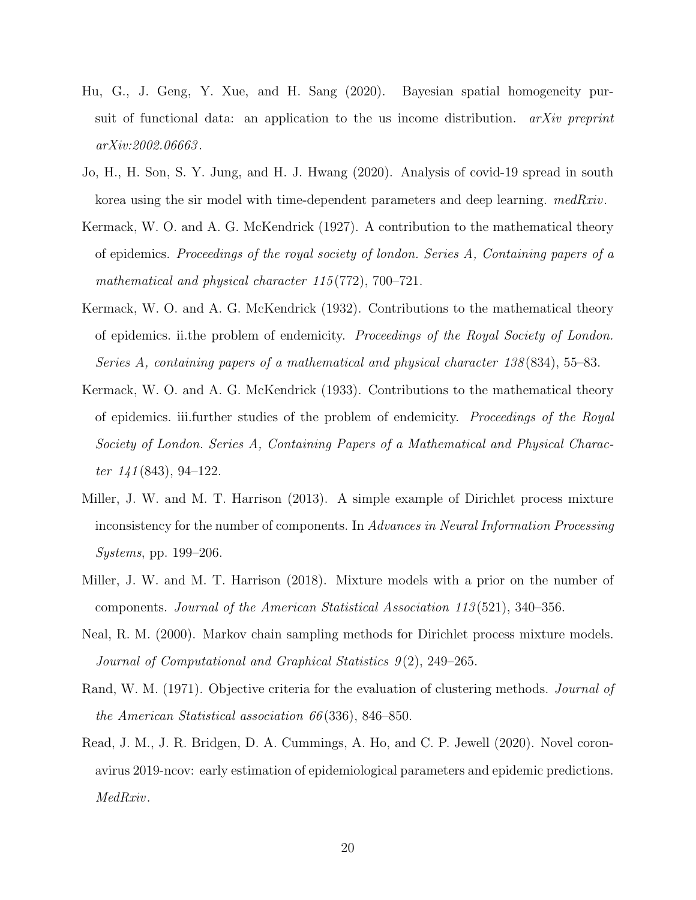Hu, G., J. Geng, Y. Xue, and H. Sang (2020). Bayesian spatial homogeneity pursuit of functional data: an application to the us income distribution. *arXiv preprint arXiv:2002.06663*.

Jo, H., H. Son, S. Y. Jung, and H. J. Hwang (2020). Analysis of covid-19 spread in south korea using the sir model with time-dependent parameters and deep learning. *medRxiv*.

Kermack, W. O. and A. G. McKendrick (1927). A contribution to the mathematical theory of epidemics. *Proceedings of the royal society of london. Series A, Containing papers of a mathematical and physical character 115*(772), 700–721.

Kermack, W. O. and A. G. McKendrick (1932). Contributions to the mathematical theory of epidemics. ii.the problem of endemicity. *Proceedings of the Royal Society of London. Series A, containing papers of a mathematical and physical character 138*(834), 55–83.

Kermack, W. O. and A. G. McKendrick (1933). Contributions to the mathematical theory of epidemics. iii.further studies of the problem of endemicity. *Proceedings of the Royal Society of London. Series A, Containing Papers of a Mathematical and Physical Character 141*(843), 94–122.

Miller, J. W. and M. T. Harrison (2013). A simple example of Dirichlet process mixture inconsistency for the number of components. In *Advances in Neural Information Processing Systems*, pp. 199–206.

Miller, J. W. and M. T. Harrison (2018). Mixture models with a prior on the number of components. *Journal of the American Statistical Association 113*(521), 340–356.

Neal, R. M. (2000). Markov chain sampling methods for Dirichlet process mixture models. *Journal of Computational and Graphical Statistics 9*(2), 249–265.

Rand, W. M. (1971). Objective criteria for the evaluation of clustering methods. *Journal of the American Statistical association 66*(336), 846–850.

Read, J. M., J. R. Bridgen, D. A. Cummings, A. Ho, and C. P. Jewell (2020). Novel coronavirus 2019-ncov: early estimation of epidemiological parameters and epidemic predictions. *MedRxiv*.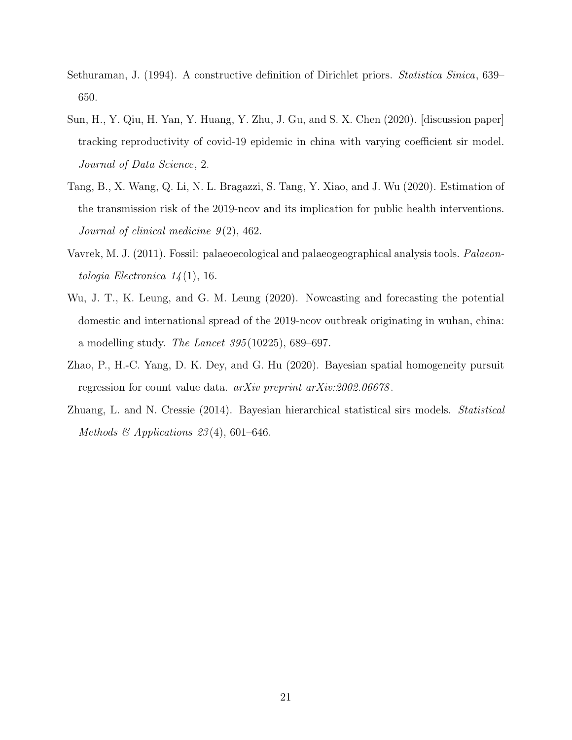Sethuraman, J. (1994). A constructive definition of Dirichlet priors. *Statistica Sinica*, 639–650.

Sun, H., Y. Qiu, H. Yan, Y. Huang, Y. Zhu, J. Gu, and S. X. Chen (2020). [discussion paper] tracking reproductivity of covid-19 epidemic in china with varying coefficient sir model. *Journal of Data Science*, 2.

Tang, B., X. Wang, Q. Li, N. L. Bragazzi, S. Tang, Y. Xiao, and J. Wu (2020). Estimation of the transmission risk of the 2019-ncov and its implication for public health interventions. *Journal of clinical medicine 9*(2), 462.

Vavrek, M. J. (2011). Fossil: palaeoecological and palaeogeographical analysis tools. *Palaeontologia Electronica 14*(1), 16.

Wu, J. T., K. Leung, and G. M. Leung (2020). Nowcasting and forecasting the potential domestic and international spread of the 2019-ncov outbreak originating in wuhan, china: a modelling study. *The Lancet 395*(10225), 689–697.

Zhao, P., H.-C. Yang, D. K. Dey, and G. Hu (2020). Bayesian spatial homogeneity pursuit regression for count value data. *arXiv preprint arXiv:2002.06678*.

Zhuang, L. and N. Cressie (2014). Bayesian hierarchical statistical sirs models. *Statistical Methods & Applications 23*(4), 601–646.